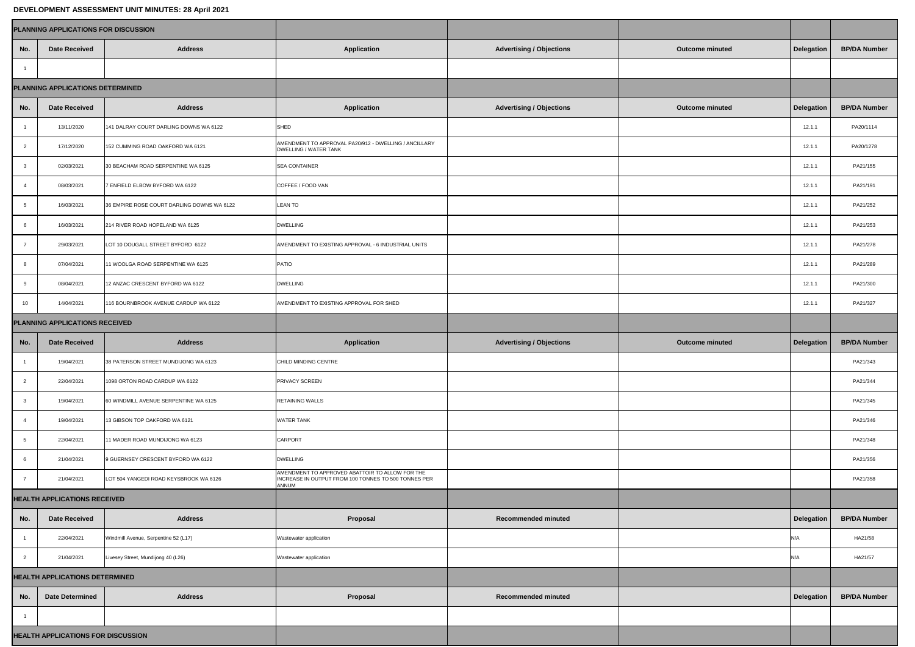**DEVELOPMENT ASSESSMENT UNIT MINUTES: 28 April 2021**

| PLANNING APPLICATIONS FOR DISCUSSION | | | | | | | |
|---|---|---|---|---|---|---|---|
| No. | Date Received | Address | Application | Advertising / Objections | Outcome minuted | Delegation | BP/DA Number |
| 1 | | | | | | | |
| **PLANNING APPLICATIONS DETERMINED** | | | | | | | |
| No. | Date Received | Address | Application | Advertising / Objections | Outcome minuted | Delegation | BP/DA Number |
| 1 | 13/11/2020 | 141 DALRAY COURT DARLING DOWNS WA 6122 | SHED | | | 12.1.1 | PA20/1114 |
| 2 | 17/12/2020 | 152 CUMMING ROAD OAKFORD WA 6121 | AMENDMENT TO APPROVAL PA20/912 - DWELLING / ANCILLARY DWELLING / WATER TANK | | | 12.1.1 | PA20/1278 |
| 3 | 02/03/2021 | 30 BEACHAM ROAD SERPENTINE WA 6125 | SEA CONTAINER | | | 12.1.1 | PA21/155 |
| 4 | 08/03/2021 | 7 ENFIELD ELBOW BYFORD WA 6122 | COFFEE / FOOD VAN | | | 12.1.1 | PA21/191 |
| 5 | 16/03/2021 | 36 EMPIRE ROSE COURT DARLING DOWNS WA 6122 | LEAN TO | | | 12.1.1 | PA21/252 |
| 6 | 16/03/2021 | 214 RIVER ROAD HOPELAND WA 6125 | DWELLING | | | 12.1.1 | PA21/253 |
| 7 | 29/03/2021 | LOT 10 DOUGALL STREET BYFORD 6122 | AMENDMENT TO EXISTING APPROVAL - 6 INDUSTRIAL UNITS | | | 12.1.1 | PA21/278 |
| 8 | 07/04/2021 | 11 WOOLGA ROAD SERPENTINE WA 6125 | PATIO | | | 12.1.1 | PA21/289 |
| 9 | 08/04/2021 | 12 ANZAC CRESCENT BYFORD WA 6122 | DWELLING | | | 12.1.1 | PA21/300 |
| 10 | 14/04/2021 | 116 BOURNBROOK AVENUE CARDUP WA 6122 | AMENDMENT TO EXISTING APPROVAL FOR SHED | | | 12.1.1 | PA21/327 |
| **PLANNING APPLICATIONS RECEIVED** | | | | | | | |
| No. | Date Received | Address | Application | Advertising / Objections | Outcome minuted | Delegation | BP/DA Number |
| 1 | 19/04/2021 | 38 PATERSON STREET MUNDIJONG WA 6123 | CHILD MINDING CENTRE | | | | PA21/343 |
| 2 | 22/04/2021 | 1098 ORTON ROAD CARDUP WA 6122 | PRIVACY SCREEN | | | | PA21/344 |
| 3 | 19/04/2021 | 60 WINDMILL AVENUE SERPENTINE WA 6125 | RETAINING WALLS | | | | PA21/345 |
| 4 | 19/04/2021 | 13 GIBSON TOP OAKFORD WA 6121 | WATER TANK | | | | PA21/346 |
| 5 | 22/04/2021 | 11 MADER ROAD MUNDIJONG WA 6123 | CARPORT | | | | PA21/348 |
| 6 | 21/04/2021 | 9 GUERNSEY CRESCENT BYFORD WA 6122 | DWELLING | | | | PA21/356 |
| 7 | 21/04/2021 | LOT 504 YANGEDI ROAD KEYSBROOK WA 6126 | AMENDMENT TO APPROVED ABATTOIR TO ALLOW FOR THE INCREASE IN OUTPUT FROM 100 TONNES TO 500 TONNES PER ANNUM | | | | PA21/358 |
| **HEALTH APPLICATIONS RECEIVED** | | | | | | | |
| No. | Date Received | Address | Proposal | Recommended minuted | | Delegation | BP/DA Number |
| 1 | 22/04/2021 | Windmill Avenue, Serpentine 52 (L17) | Wastewater application | | | N/A | HA21/58 |
| 2 | 21/04/2021 | Livesey Street, Mundijong 40 (L26) | Wastewater application | | | N/A | HA21/57 |
| **HEALTH APPLICATIONS DETERMINED** | | | | | | | |
| No. | Date Determined | Address | Proposal | Recommended minuted | | Delegation | BP/DA Number |
| 1 | | | | | | | |
| **HEALTH APPLICATIONS FOR DISCUSSION** | | | | | | | |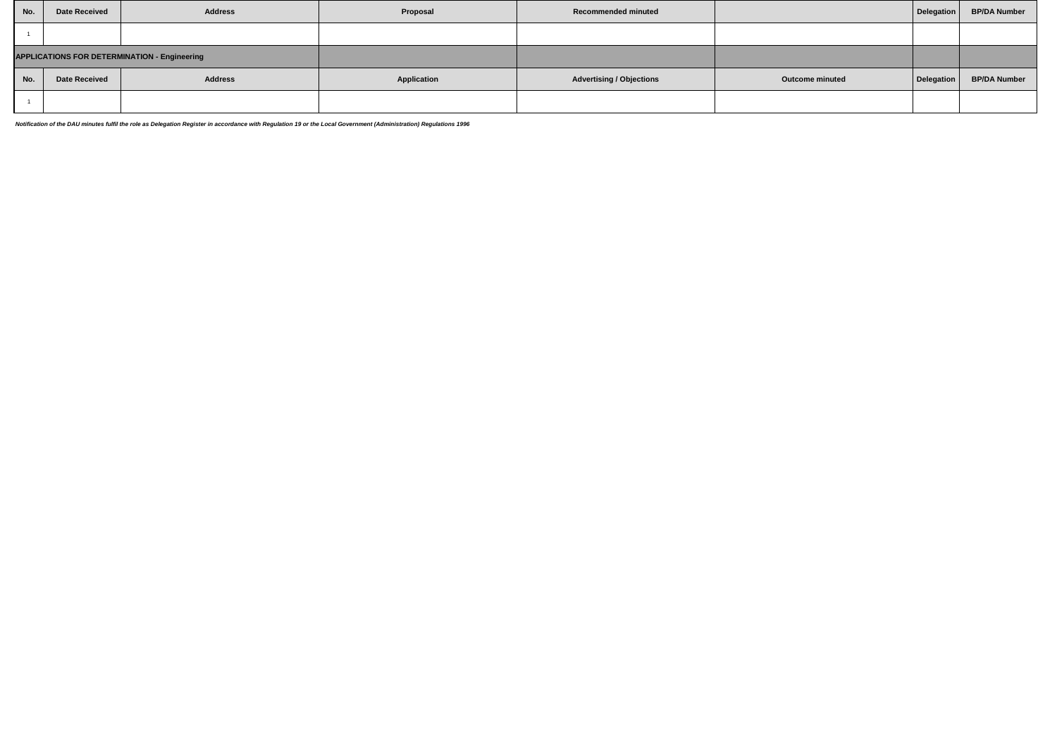| No. | Date Received | Address | Proposal | Recommended minuted | | Delegation | BP/DA Number |
|---|---|---|---|---|---|---|---|
| 1 | | | | | | | |
| **APPLICATIONS FOR DETERMINATION - Engineering** | | | | | | | |
| **No.** | **Date Received** | **Address** | **Application** | **Advertising / Objections** | **Outcome minuted** | **Delegation** | **BP/DA Number** |
| 1 | | | | | | | |

***Notification of the DAU minutes fulfil the role as Delegation Register in accordance with Regulation 19 or the Local Government (Administration) Regulations 1996***